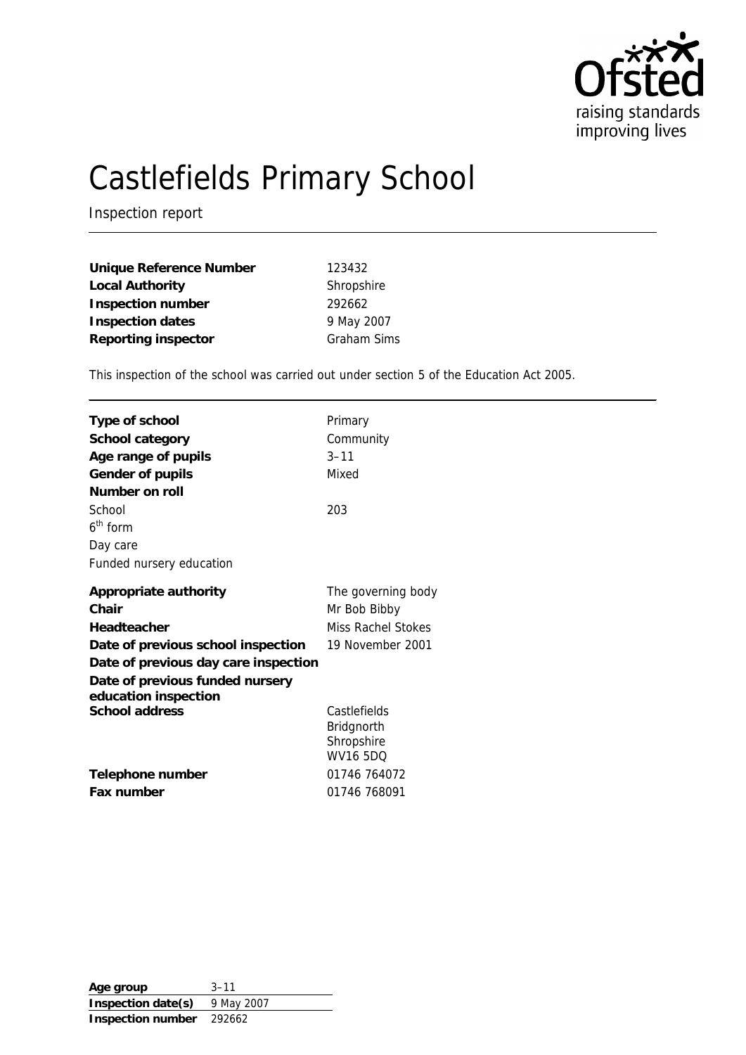# Castlefields Primary School

Inspection report

| | |
|---|---|
| **Unique Reference Number** | 123432 |
| **Local Authority** | Shropshire |
| **Inspection number** | 292662 |
| **Inspection dates** | 9 May 2007 |
| **Reporting inspector** | Graham Sims |

This inspection of the school was carried out under section 5 of the Education Act 2005.

| | |
|---|---|
| **Type of school** | Primary |
| **School category** | Community |
| **Age range of pupils** | 3–11 |
| **Gender of pupils** | Mixed |
| **Number on roll** | |
| School | 203 |
| 6th form | |
| Day care | |
| Funded nursery education | |
| **Appropriate authority** | The governing body |
| **Chair** | Mr Bob Bibby |
| **Headteacher** | Miss Rachel Stokes |
| **Date of previous school inspection** | 19 November 2001 |
| **Date of previous day care inspection** | |
| **Date of previous funded nursery education inspection** | |
| **School address** | Castlefields<br>Bridgnorth<br>Shropshire<br>WV16 5DQ |
| **Telephone number** | 01746 764072 |
| **Fax number** | 01746 768091 |

| | |
|---|---|
| **Age group** | 3–11 |
| **Inspection date(s)** | 9 May 2007 |
| **Inspection number** | 292662 |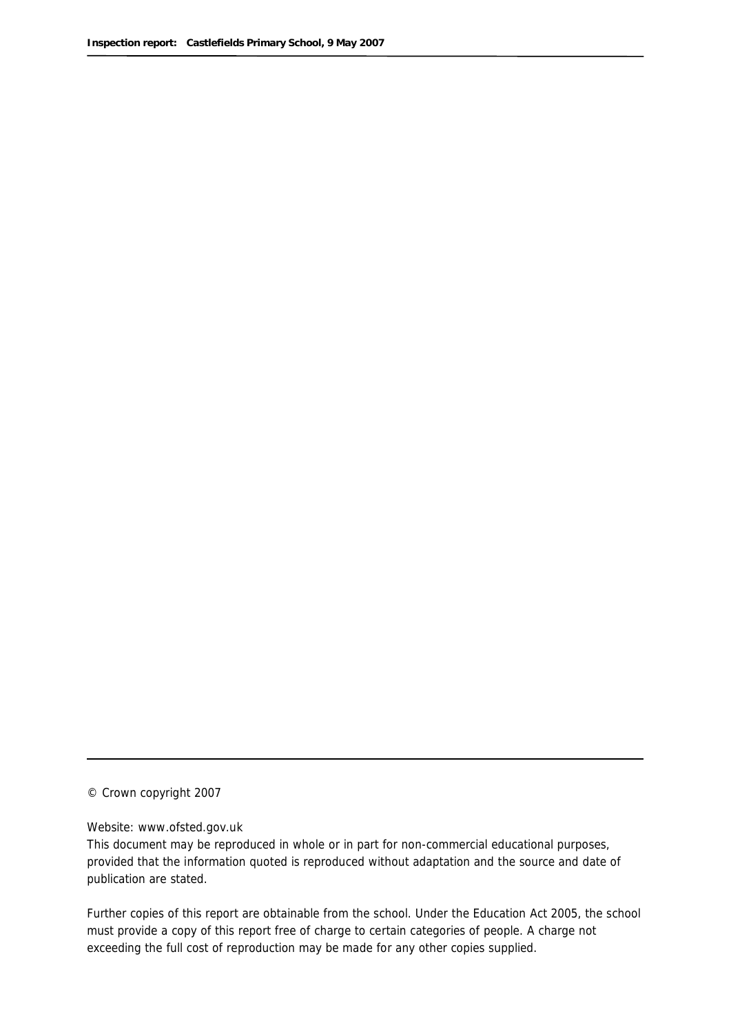© Crown copyright 2007

Website: www.ofsted.gov.uk

This document may be reproduced in whole or in part for non-commercial educational purposes, provided that the information quoted is reproduced without adaptation and the source and date of publication are stated.

Further copies of this report are obtainable from the school. Under the Education Act 2005, the school must provide a copy of this report free of charge to certain categories of people. A charge not exceeding the full cost of reproduction may be made for any other copies supplied.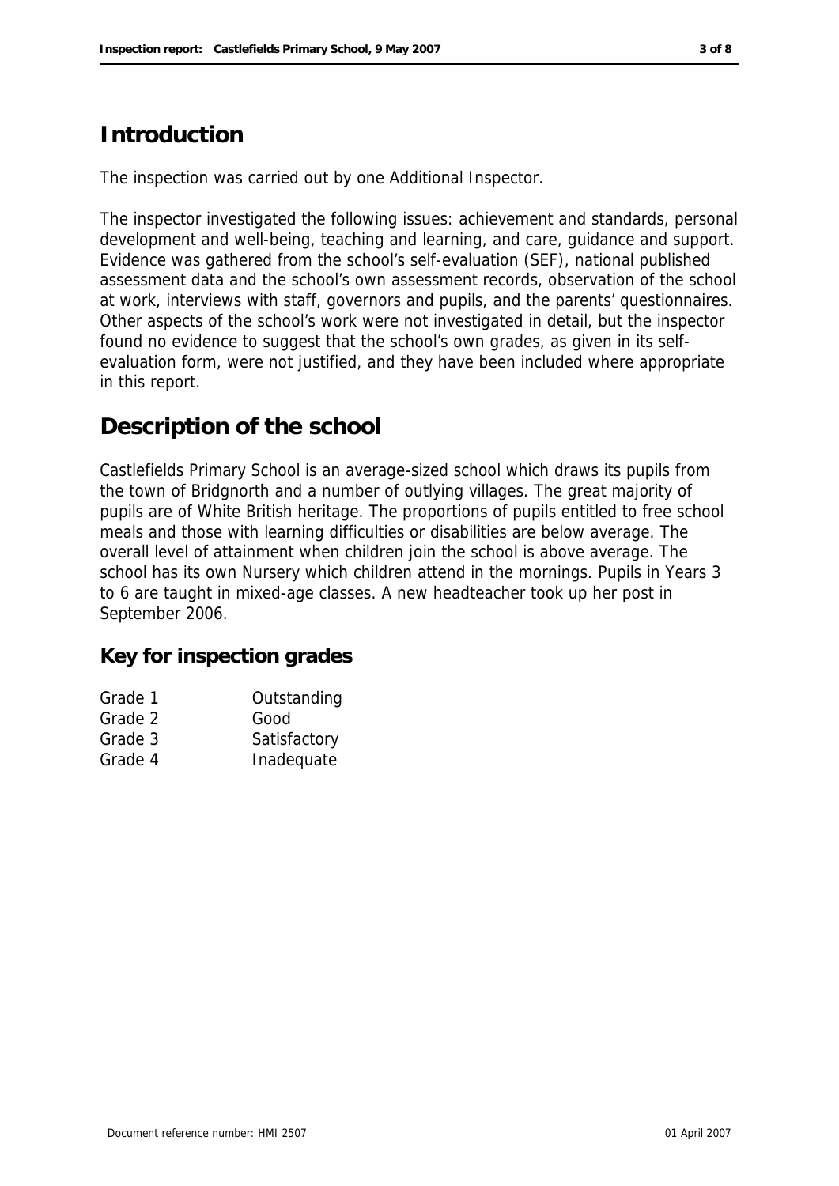## Introduction

The inspection was carried out by one Additional Inspector.

The inspector investigated the following issues: achievement and standards, personal development and well-being, teaching and learning, and care, guidance and support. Evidence was gathered from the school's self-evaluation (SEF), national published assessment data and the school's own assessment records, observation of the school at work, interviews with staff, governors and pupils, and the parents' questionnaires. Other aspects of the school's work were not investigated in detail, but the inspector found no evidence to suggest that the school's own grades, as given in its self-evaluation form, were not justified, and they have been included where appropriate in this report.

## Description of the school

Castlefields Primary School is an average-sized school which draws its pupils from the town of Bridgnorth and a number of outlying villages. The great majority of pupils are of White British heritage. The proportions of pupils entitled to free school meals and those with learning difficulties or disabilities are below average. The overall level of attainment when children join the school is above average. The school has its own Nursery which children attend in the mornings. Pupils in Years 3 to 6 are taught in mixed-age classes. A new headteacher took up her post in September 2006.

### Key for inspection grades

| | |
|---|---|
| Grade 1 | Outstanding |
| Grade 2 | Good |
| Grade 3 | Satisfactory |
| Grade 4 | Inadequate |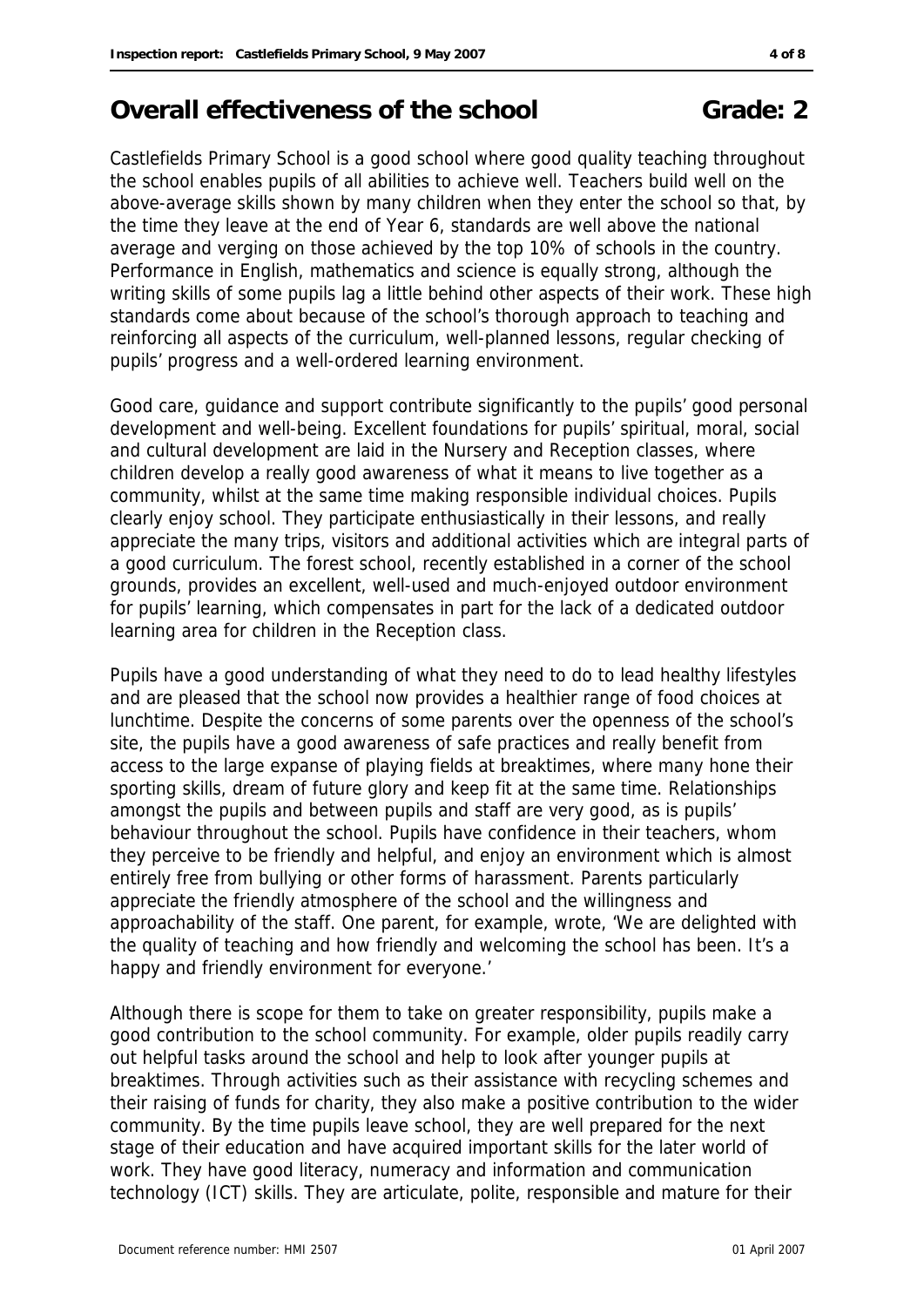# Overall effectiveness of the school **Grade: 2**

Castlefields Primary School is a good school where good quality teaching throughout the school enables pupils of all abilities to achieve well. Teachers build well on the above-average skills shown by many children when they enter the school so that, by the time they leave at the end of Year 6, standards are well above the national average and verging on those achieved by the top 10% of schools in the country. Performance in English, mathematics and science is equally strong, although the writing skills of some pupils lag a little behind other aspects of their work. These high standards come about because of the school's thorough approach to teaching and reinforcing all aspects of the curriculum, well-planned lessons, regular checking of pupils' progress and a well-ordered learning environment.

Good care, guidance and support contribute significantly to the pupils' good personal development and well-being. Excellent foundations for pupils' spiritual, moral, social and cultural development are laid in the Nursery and Reception classes, where children develop a really good awareness of what it means to live together as a community, whilst at the same time making responsible individual choices. Pupils clearly enjoy school. They participate enthusiastically in their lessons, and really appreciate the many trips, visitors and additional activities which are integral parts of a good curriculum. The forest school, recently established in a corner of the school grounds, provides an excellent, well-used and much-enjoyed outdoor environment for pupils' learning, which compensates in part for the lack of a dedicated outdoor learning area for children in the Reception class.

Pupils have a good understanding of what they need to do to lead healthy lifestyles and are pleased that the school now provides a healthier range of food choices at lunchtime. Despite the concerns of some parents over the openness of the school's site, the pupils have a good awareness of safe practices and really benefit from access to the large expanse of playing fields at breaktimes, where many hone their sporting skills, dream of future glory and keep fit at the same time. Relationships amongst the pupils and between pupils and staff are very good, as is pupils' behaviour throughout the school. Pupils have confidence in their teachers, whom they perceive to be friendly and helpful, and enjoy an environment which is almost entirely free from bullying or other forms of harassment. Parents particularly appreciate the friendly atmosphere of the school and the willingness and approachability of the staff. One parent, for example, wrote, 'We are delighted with the quality of teaching and how friendly and welcoming the school has been. It's a happy and friendly environment for everyone.'

Although there is scope for them to take on greater responsibility, pupils make a good contribution to the school community. For example, older pupils readily carry out helpful tasks around the school and help to look after younger pupils at breaktimes. Through activities such as their assistance with recycling schemes and their raising of funds for charity, they also make a positive contribution to the wider community. By the time pupils leave school, they are well prepared for the next stage of their education and have acquired important skills for the later world of work. They have good literacy, numeracy and information and communication technology (ICT) skills. They are articulate, polite, responsible and mature for their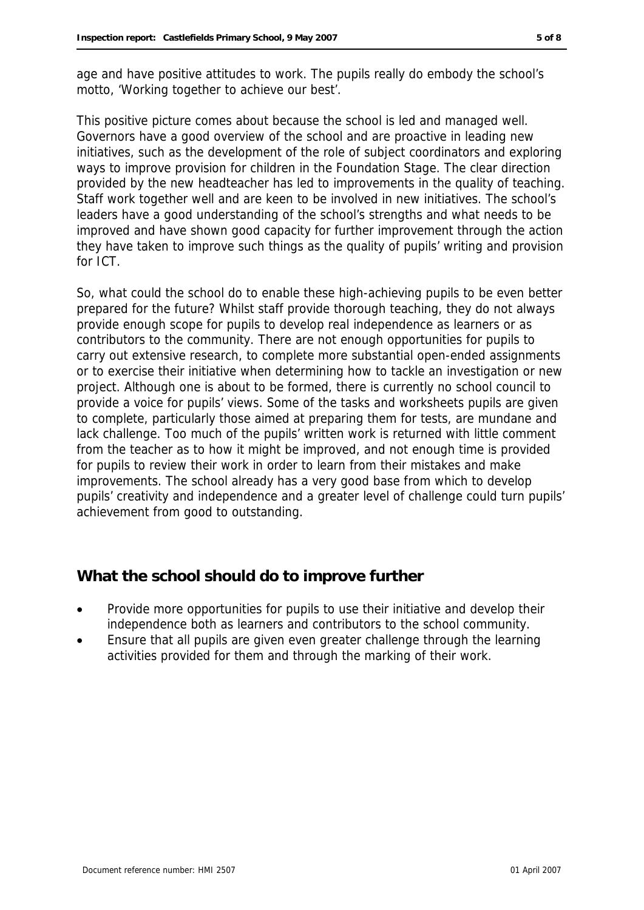age and have positive attitudes to work. The pupils really do embody the school's motto, 'Working together to achieve our best'.

This positive picture comes about because the school is led and managed well. Governors have a good overview of the school and are proactive in leading new initiatives, such as the development of the role of subject coordinators and exploring ways to improve provision for children in the Foundation Stage. The clear direction provided by the new headteacher has led to improvements in the quality of teaching. Staff work together well and are keen to be involved in new initiatives. The school's leaders have a good understanding of the school's strengths and what needs to be improved and have shown good capacity for further improvement through the action they have taken to improve such things as the quality of pupils' writing and provision for ICT.

So, what could the school do to enable these high-achieving pupils to be even better prepared for the future? Whilst staff provide thorough teaching, they do not always provide enough scope for pupils to develop real independence as learners or as contributors to the community. There are not enough opportunities for pupils to carry out extensive research, to complete more substantial open-ended assignments or to exercise their initiative when determining how to tackle an investigation or new project. Although one is about to be formed, there is currently no school council to provide a voice for pupils' views. Some of the tasks and worksheets pupils are given to complete, particularly those aimed at preparing them for tests, are mundane and lack challenge. Too much of the pupils' written work is returned with little comment from the teacher as to how it might be improved, and not enough time is provided for pupils to review their work in order to learn from their mistakes and make improvements. The school already has a very good base from which to develop pupils' creativity and independence and a greater level of challenge could turn pupils' achievement from good to outstanding.

## What the school should do to improve further

- Provide more opportunities for pupils to use their initiative and develop their independence both as learners and contributors to the school community.
- Ensure that all pupils are given even greater challenge through the learning activities provided for them and through the marking of their work.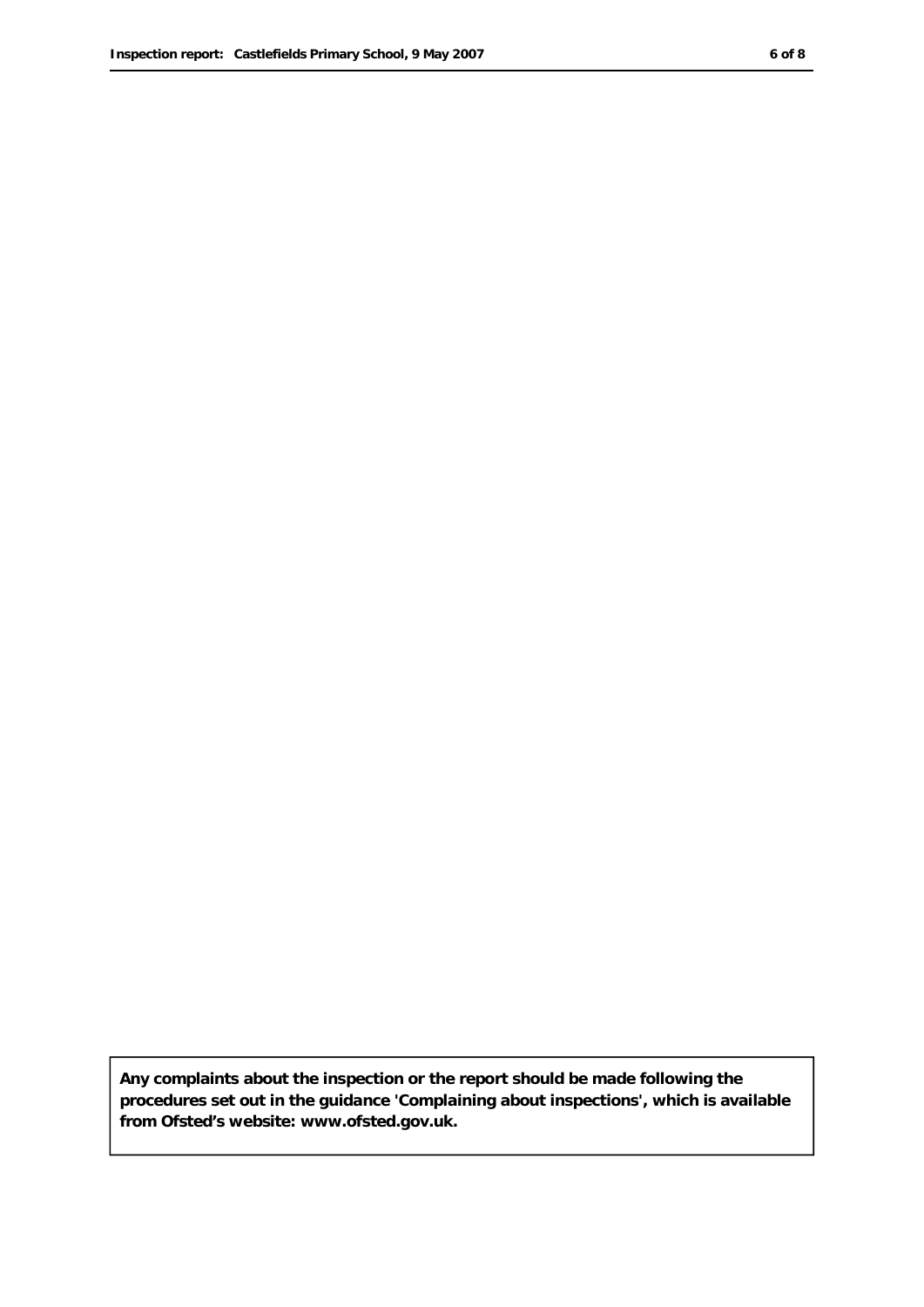**Any complaints about the inspection or the report should be made following the procedures set out in the guidance 'Complaining about inspections', which is available from Ofsted's website: www.ofsted.gov.uk.**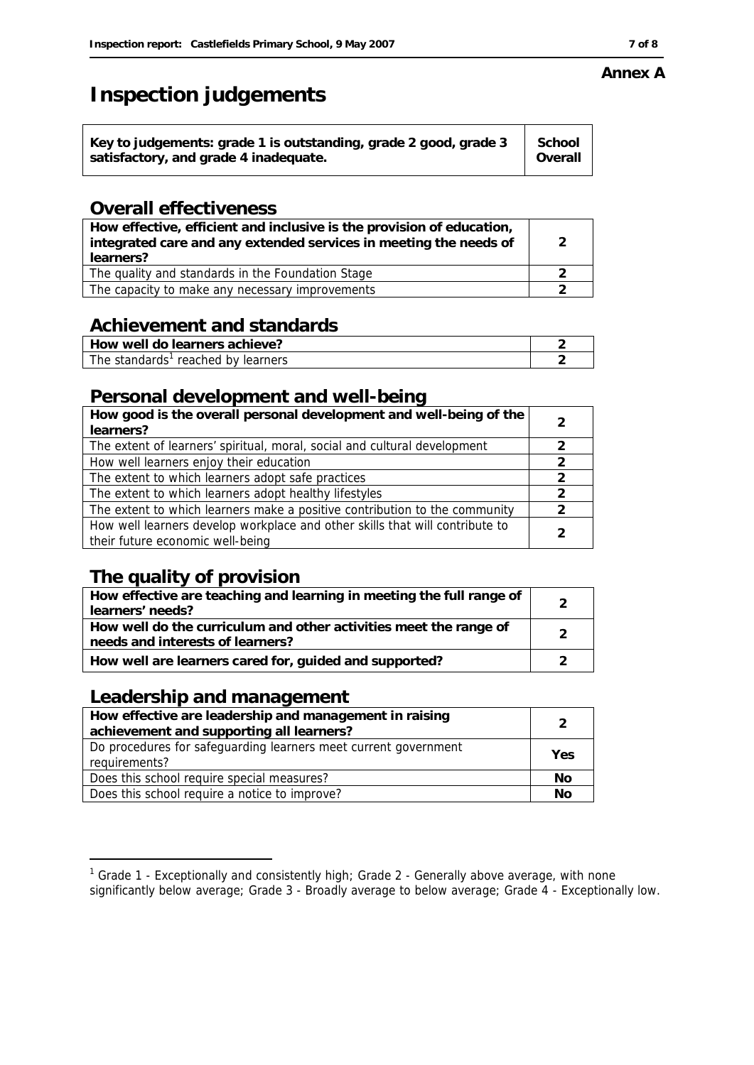**Annex A**

# Inspection judgements

| Key to judgements: grade 1 is outstanding, grade 2 good, grade 3 satisfactory, and grade 4 inadequate. | School Overall |
|---|---|

## Overall effectiveness

| | |
|---|---|
| **How effective, efficient and inclusive is the provision of education, integrated care and any extended services in meeting the needs of learners?** | 2 |
| The quality and standards in the Foundation Stage | 2 |
| The capacity to make any necessary improvements | 2 |

## Achievement and standards

| | |
|---|---|
| **How well do learners achieve?** | 2 |
| The standards[1] reached by learners | 2 |

## Personal development and well-being

| | |
|---|---|
| **How good is the overall personal development and well-being of the learners?** | 2 |
| The extent of learners' spiritual, moral, social and cultural development | 2 |
| How well learners enjoy their education | 2 |
| The extent to which learners adopt safe practices | 2 |
| The extent to which learners adopt healthy lifestyles | 2 |
| The extent to which learners make a positive contribution to the community | 2 |
| How well learners develop workplace and other skills that will contribute to their future economic well-being | 2 |

## The quality of provision

| | |
|---|---|
| **How effective are teaching and learning in meeting the full range of learners' needs?** | 2 |
| **How well do the curriculum and other activities meet the range of needs and interests of learners?** | 2 |
| **How well are learners cared for, guided and supported?** | 2 |

## Leadership and management

| | |
|---|---|
| **How effective are leadership and management in raising achievement and supporting all learners?** | 2 |
| Do procedures for safeguarding learners meet current government requirements? | Yes |
| Does this school require special measures? | No |
| Does this school require a notice to improve? | No |

[1] Grade 1 - Exceptionally and consistently high; Grade 2 - Generally above average, with none significantly below average; Grade 3 - Broadly average to below average; Grade 4 - Exceptionally low.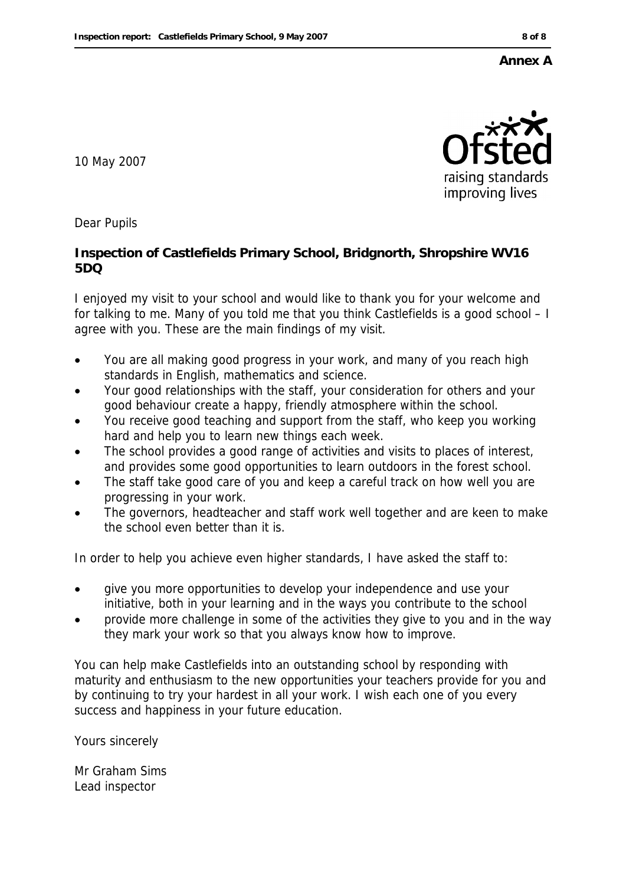**Annex A**

10 May 2007

Dear Pupils

**Inspection of Castlefields Primary School, Bridgnorth, Shropshire WV16 5DQ**

I enjoyed my visit to your school and would like to thank you for your welcome and for talking to me. Many of you told me that you think Castlefields is a good school – I agree with you. These are the main findings of my visit.

- You are all making good progress in your work, and many of you reach high standards in English, mathematics and science.
- Your good relationships with the staff, your consideration for others and your good behaviour create a happy, friendly atmosphere within the school.
- You receive good teaching and support from the staff, who keep you working hard and help you to learn new things each week.
- The school provides a good range of activities and visits to places of interest, and provides some good opportunities to learn outdoors in the forest school.
- The staff take good care of you and keep a careful track on how well you are progressing in your work.
- The governors, headteacher and staff work well together and are keen to make the school even better than it is.

In order to help you achieve even higher standards, I have asked the staff to:

- give you more opportunities to develop your independence and use your initiative, both in your learning and in the ways you contribute to the school
- provide more challenge in some of the activities they give to you and in the way they mark your work so that you always know how to improve.

You can help make Castlefields into an outstanding school by responding with maturity and enthusiasm to the new opportunities your teachers provide for you and by continuing to try your hardest in all your work. I wish each one of you every success and happiness in your future education.

Yours sincerely

Mr Graham Sims
Lead inspector